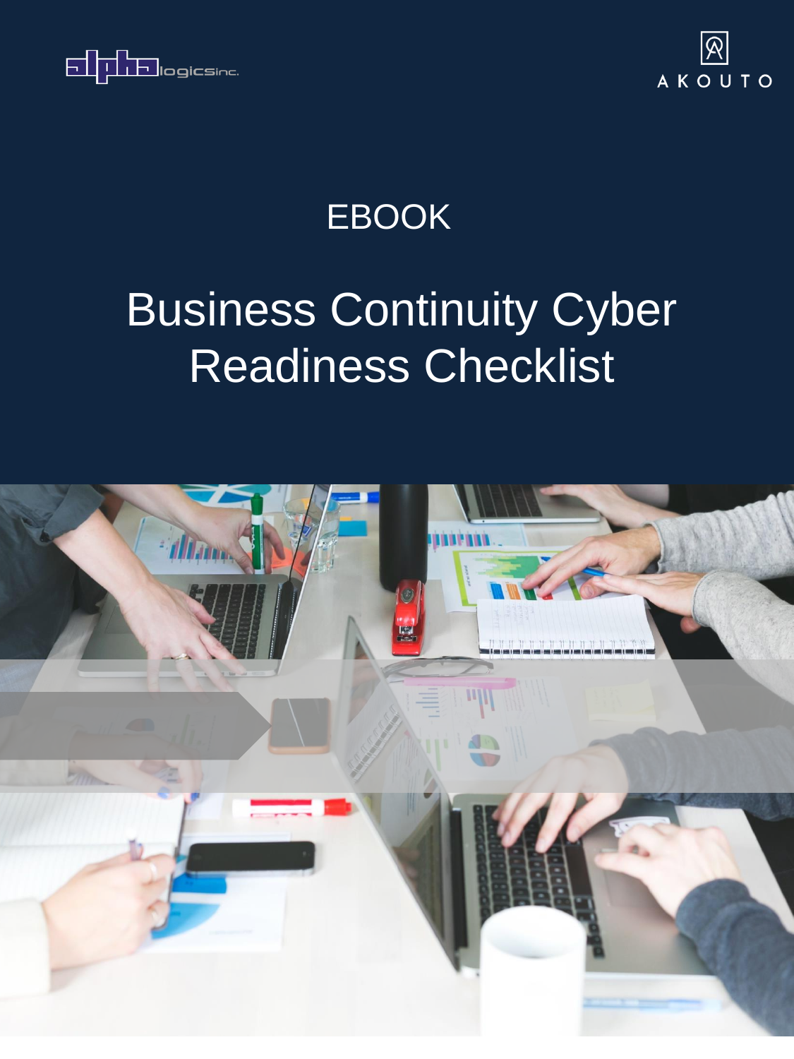alphalogicsinc.

AKOUTO

EBOOK

# Business Continuity Cyber Readiness Checklist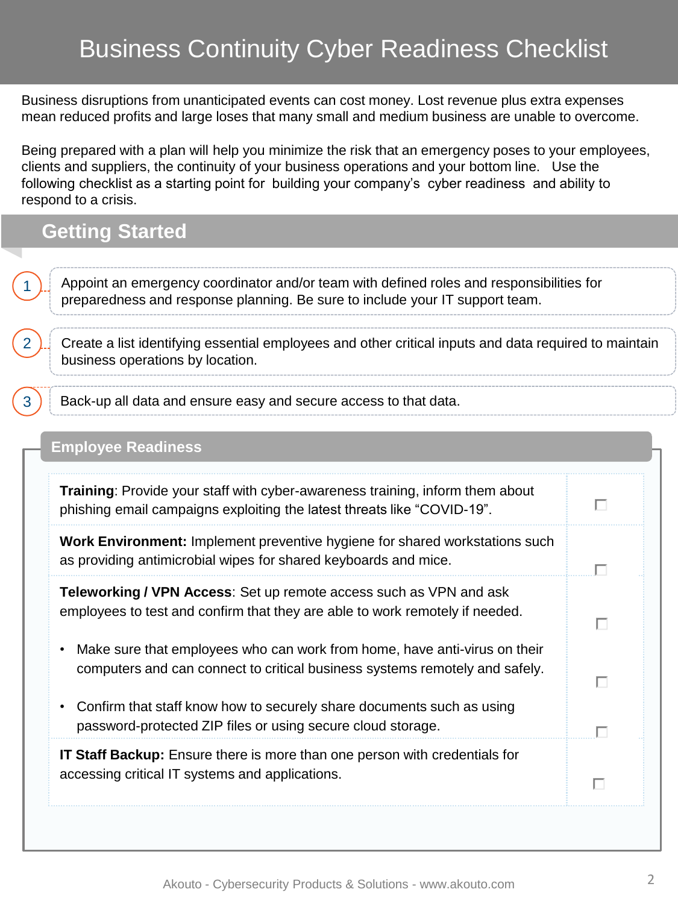# Business Continuity Cyber Readiness Checklist

Business disruptions from unanticipated events can cost money. Lost revenue plus extra expenses mean reduced profits and large loses that many small and medium business are unable to overcome.

Being prepared with a plan will help you minimize the risk that an emergency poses to your employees, clients and suppliers, the continuity of your business operations and your bottom line. Use the following checklist as a starting point for building your company's cyber readiness and ability to respond to a crisis.

## Getting Started

1. Appoint an emergency coordinator and/or team with defined roles and responsibilities for preparedness and response planning. Be sure to include your IT support team.
2. Create a list identifying essential employees and other critical inputs and data required to maintain business operations by location.
3. Back-up all data and ensure easy and secure access to that data.

## Employee Readiness

| | |
|---|---|
| **Training**: Provide your staff with cyber-awareness training, inform them about phishing email campaigns exploiting the latest threats like "COVID-19". | ☐ |
| **Work Environment:** Implement preventive hygiene for shared workstations such as providing antimicrobial wipes for shared keyboards and mice. | ☐ |
| **Teleworking / VPN Access**: Set up remote access such as VPN and ask employees to test and confirm that they are able to work remotely if needed. | ☐ |
| • Make sure that employees who can work from home, have anti-virus on their computers and can connect to critical business systems remotely and safely. | ☐ |
| • Confirm that staff know how to securely share documents such as using password-protected ZIP files or using secure cloud storage. | ☐ |
| **IT Staff Backup:** Ensure there is more than one person with credentials for accessing critical IT systems and applications. | ☐ |

Akouto - Cybersecurity Products & Solutions - www.akouto.com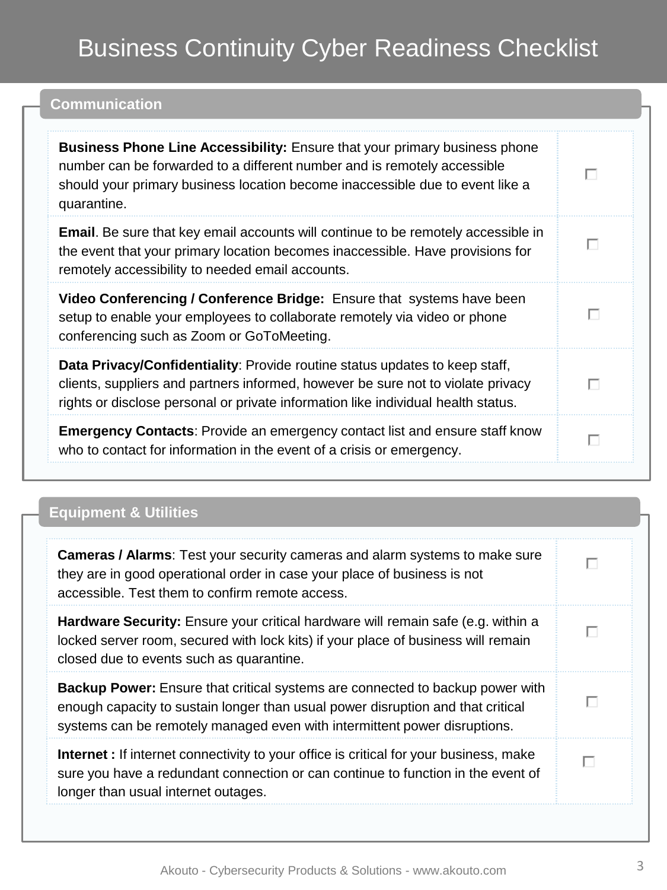# Business Continuity Cyber Readiness Checklist

## Communication

| | |
|---|---|
| **Business Phone Line Accessibility:** Ensure that your primary business phone number can be forwarded to a different number and is remotely accessible should your primary business location become inaccessible due to event like a quarantine. | ☐ |
| **Email**. Be sure that key email accounts will continue to be remotely accessible in the event that your primary location becomes inaccessible. Have provisions for remotely accessibility to needed email accounts. | ☐ |
| **Video Conferencing / Conference Bridge:** Ensure that systems have been setup to enable your employees to collaborate remotely via video or phone conferencing such as Zoom or GoToMeeting. | ☐ |
| **Data Privacy/Confidentiality**: Provide routine status updates to keep staff, clients, suppliers and partners informed, however be sure not to violate privacy rights or disclose personal or private information like individual health status. | ☐ |
| **Emergency Contacts**: Provide an emergency contact list and ensure staff know who to contact for information in the event of a crisis or emergency. | ☐ |

## Equipment & Utilities

| | |
|---|---|
| **Cameras / Alarms**: Test your security cameras and alarm systems to make sure they are in good operational order in case your place of business is not accessible. Test them to confirm remote access. | ☐ |
| **Hardware Security:** Ensure your critical hardware will remain safe (e.g. within a locked server room, secured with lock kits) if your place of business will remain closed due to events such as quarantine. | ☐ |
| **Backup Power:** Ensure that critical systems are connected to backup power with enough capacity to sustain longer than usual power disruption and that critical systems can be remotely managed even with intermittent power disruptions. | ☐ |
| **Internet :** If internet connectivity to your office is critical for your business, make sure you have a redundant connection or can continue to function in the event of longer than usual internet outages. | ☐ |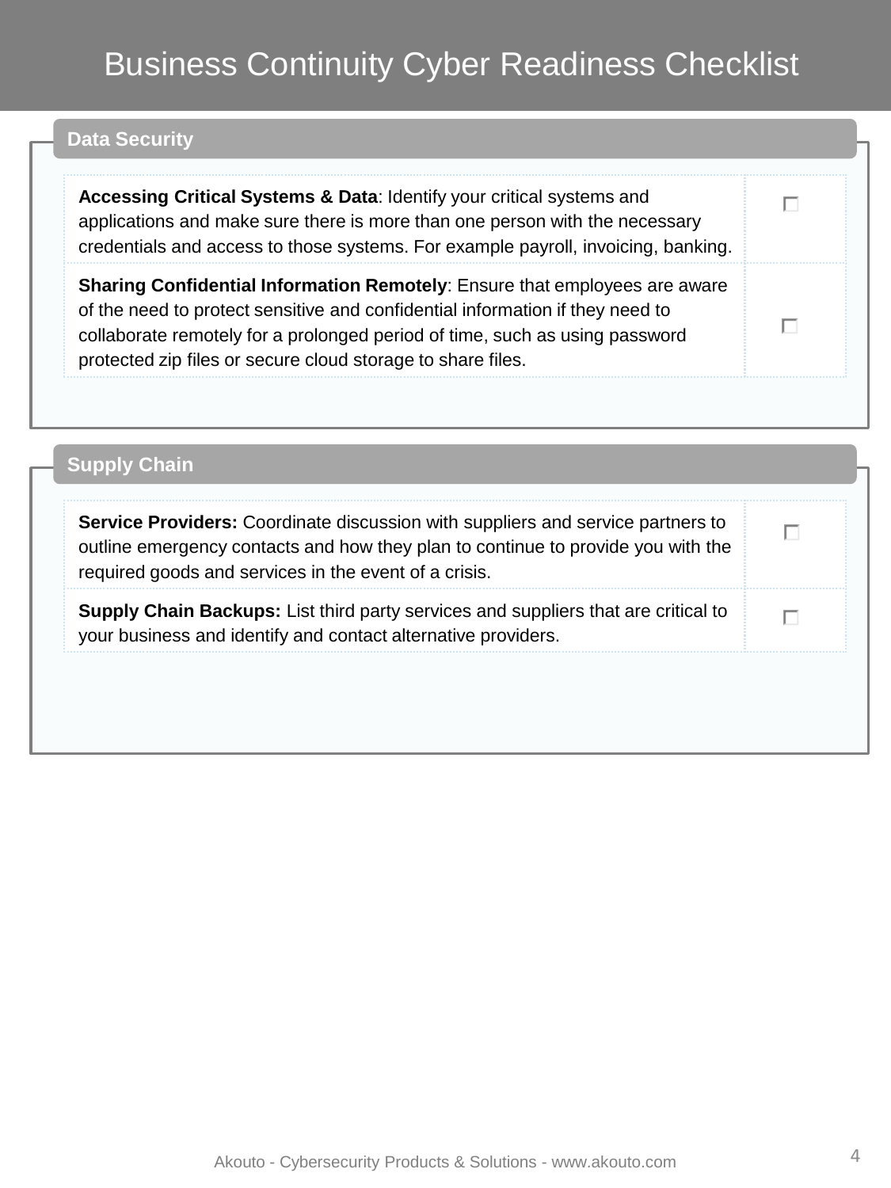# Business Continuity Cyber Readiness Checklist

## Data Security

| | |
|---|---|
| **Accessing Critical Systems & Data**: Identify your critical systems and applications and make sure there is more than one person with the necessary credentials and access to those systems. For example payroll, invoicing, banking. | ☐ |
| **Sharing Confidential Information Remotely**: Ensure that employees are aware of the need to protect sensitive and confidential information if they need to collaborate remotely for a prolonged period of time, such as using password protected zip files or secure cloud storage to share files. | ☐ |

## Supply Chain

| | |
|---|---|
| **Service Providers:** Coordinate discussion with suppliers and service partners to outline emergency contacts and how they plan to continue to provide you with the required goods and services in the event of a crisis. | ☐ |
| **Supply Chain Backups:** List third party services and suppliers that are critical to your business and identify and contact alternative providers. | ☐ |